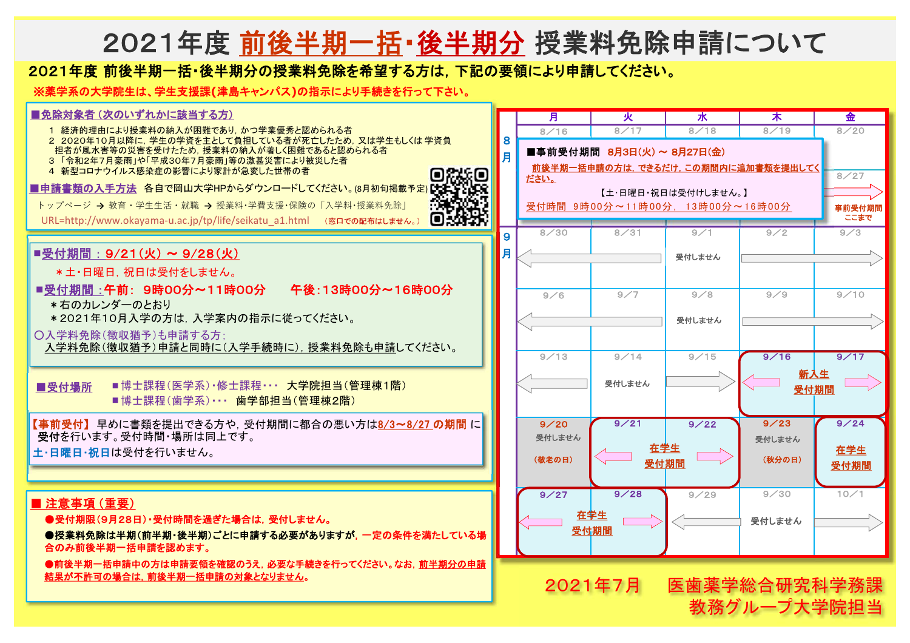# 2021年度 前後半期一括・後半期分 授業料免除申請について

**2021年度 前後半期一括・後半期分の授業料免除を希望する方は，下記の要領により申請してください。**

**※薬学系の大学院生は、学生支援課(津島キャンパス)の指示により手続きを行って下さい。**

## ■免除対象者（次のいずれかに該当する方）

1. 経済的理由により授業料の納入が困難であり，かつ学業優秀と認められる者
2. 2020年10月以降に，学生の学資を主として負担している者が死亡したため，又は学生もしくは 学資負担者が風水害等の災害を受けたため，授業料の納入が著しく困難であると認められる者
3. 「令和2年7月豪雨」や「平成30年7月豪雨」等の激甚災害により被災した者
4. 新型コロナウイルス感染症の影響により家計が急変した世帯の者

## ■申請書類の入手方法

各自で岡山大学HPからダウンロードしてください。(8月初旬掲載予定)

トップページ → 教育・学生生活・就職 → 授業料・学費支援・保険の「入学料・授業料免除」

URL=http://www.okayama-u.ac.jp/tp/life/seikatu_a1.html （窓口での配布はしません。）

## ■受付期間：9/21（火）～ 9/28（火）

＊土・日曜日，祝日は受付をしません。

**■受付期間：午前：9時00分～11時00分　午後：13時00分～16時00分**

＊右のカレンダーのとおり

＊2021年10月入学の方は，入学案内の指示に従ってください。

〇入学料免除（徴収猶予）も申請する方；
入学料免除（徴収猶予）申請と同時に（入学手続時に），授業料免除も申請してください。

## ■受付場所

- ■博士課程（医学系）・修士課程・・・ 大学院担当（管理棟1階）
- ■博士課程（歯学系）・・・ 歯学部担当（管理棟2階）

【事前受付】 早めに書類を提出できる方や，受付期間に都合の悪い方は8/3～8/27 の期間 に受付を行います。受付時間・場所は同上です。
土・日曜日・祝日は受付を行いません。

## ■ 注意事項（重要）

- ●受付期限（9月28日）・受付時間を過ぎた場合は，受付しません。
- ●授業料免除は半期（前半期・後半期）ごとに申請する必要がありますが，一定の条件を満たしている場合のみ前後半期一括申請を認めます。
- ●前後半期一括申請中の方は申請要領を確認のうえ，必要な手続きを行ってください。なお，前半期分の申請結果が不許可の場合は，前後半期一括申請の対象となりません。

## カレンダー

**■事前受付期間 8月3日(火) ～ 8月27日(金)**
前後半期一括申請の方は，できるだけ，この期間内に追加書類を提出してください。
【土・日曜日・祝日は受付けしません。】
受付時間 9時00分～11時00分， 13時00分～16時00分

| | 月 | 火 | 水 | 木 | 金 |
|---|---|---|---|---|---|
| 8月 | 8／16 | 8／17 | 8／18 | 8／19 | 8／20 |
| | | | | | 8／27 事前受付期間ここまで |
| 9月 | 8／30 | 8／31 | 9／1 受付しません | 9／2 | 9／3 |
| | 9／6 | 9／7 | 9／8 受付しません | 9／9 | 9／10 |
| | 9／13 | 9／14 受付しません | 9／15 | 9／16 新入生受付期間 | 9／17 新入生受付期間 |
| | 9／20 受付しません（敬老の日） | 9／21 在学生受付期間 | 9／22 在学生受付期間 | 9／23 受付しません（秋分の日） | 9／24 在学生受付期間 |
| | 9／27 在学生受付期間 | 9／28 在学生受付期間 | 9／29 | 9／30 受付しません | 10／1 |

2021年7月　医歯薬学総合研究科学務課
教務グループ大学院担当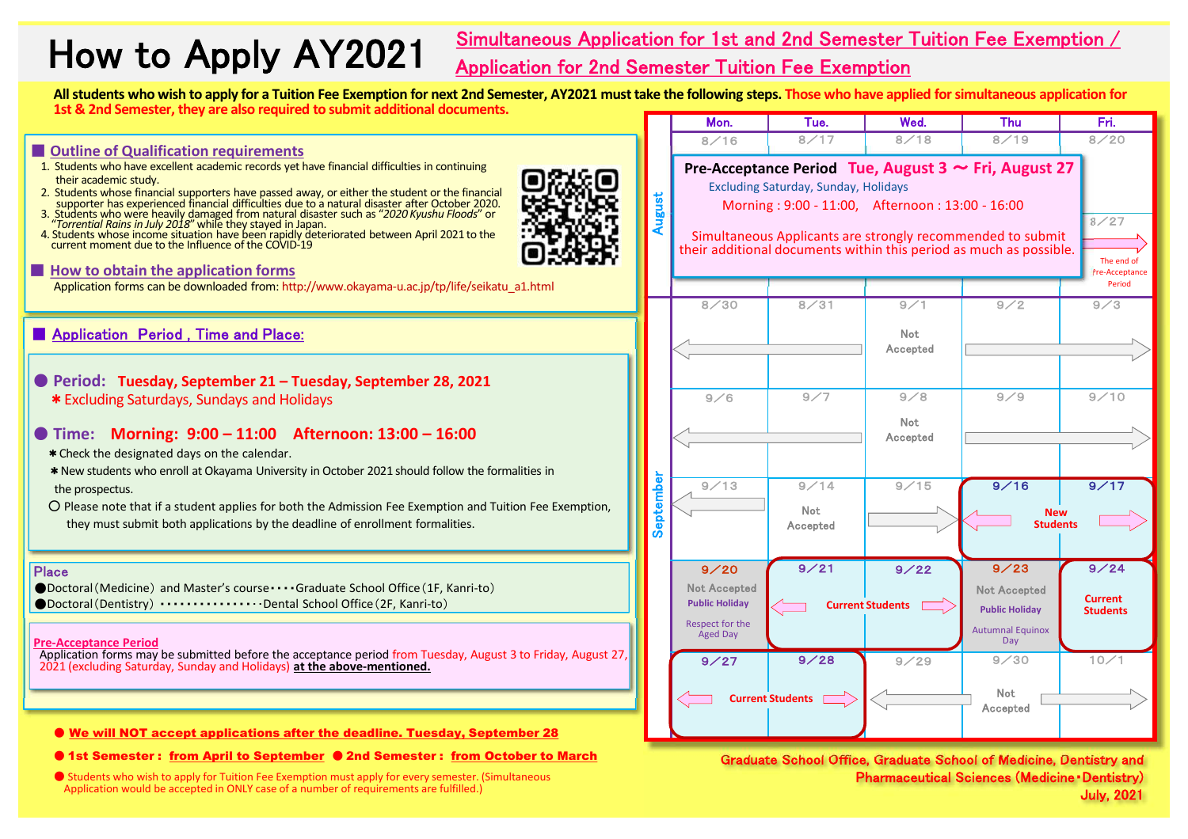# How to Apply AY2021

## Simultaneous Application for 1st and 2nd Semester Tuition Fee Exemption / Application for 2nd Semester Tuition Fee Exemption

**All students who wish to apply for a Tuition Fee Exemption for next 2nd Semester, AY2021 must take the following steps. Those who have applied for simultaneous application for 1st & 2nd Semester, they are also required to submit additional documents.**

### Outline of Qualification requirements

1. Students who have excellent academic records yet have financial difficulties in continuing their academic study.
2. Students whose financial supporters have passed away, or either the student or the financial supporter has experienced financial difficulties due to a natural disaster after October 2020.
3. Students who were heavily damaged from natural disaster such as "*2020 Kyushu Floods*" or "*Torrential Rains in July 2018*" while they stayed in Japan.
4. Students whose income situation have been rapidly deteriorated between April 2021 to the current moment due to the Influence of the COVID-19

### How to obtain the application forms

Application forms can be downloaded from: http://www.okayama-u.ac.jp/tp/life/seikatu_a1.html

### Application Period , Time and Place:

● **Period: Tuesday, September 21 – Tuesday, September 28, 2021**
＊Excluding Saturdays, Sundays and Holidays

● **Time: Morning: 9:00 – 11:00 Afternoon: 13:00 – 16:00**
＊Check the designated days on the calendar.
＊New students who enroll at Okayama University in October 2021 should follow the formalities in the prospectus.
○ Please note that if a student applies for both the Admission Fee Exemption and Tuition Fee Exemption, they must submit both applications by the deadline of enrollment formalities.

**Place**
●Doctoral (Medicine) and Master's course・・・・Graduate School Office (1F, Kanri-to)
●Doctoral (Dentistry) ・・・・・・・・・・・・・・・・Dental School Office (2F, Kanri-to)

**Pre-Acceptance Period**
Application forms may be submitted before the acceptance period from Tuesday, August 3 to Friday, August 27, 2021 (excluding Saturday, Sunday and Holidays) at the above-mentioned.

● **We will NOT accept applications after the deadline. Tuesday, September 28**

● **1st Semester : from April to September** ● **2nd Semester : from October to March**

● Students who wish to apply for Tuition Fee Exemption must apply for every semester. (Simultaneous Application would be accepted in ONLY case of a number of requirements are fulfilled.)

**Pre-Acceptance Period Tue, August 3 ～ Fri, August 27**
Excluding Saturday, Sunday, Holidays
Morning : 9:00 - 11:00, Afternoon : 13:00 - 16:00
Simultaneous Applicants are strongly recommended to submit their additional documents within this period as much as possible.

| | Mon. | Tue. | Wed. | Thu | Fri. |
|---|---|---|---|---|---|
| August | 8/16 | 8/17 | 8/18 | 8/19 | 8/20 |
| | | | | | 8/27 The end of Pre-Acceptance Period |
| September | 8/30 | 8/31 | 9/1 Not Accepted | 9/2 | 9/3 |
| | 9/6 | 9/7 | 9/8 Not Accepted | 9/9 | 9/10 |
| | 9/13 | 9/14 Not Accepted | 9/15 | 9/16 New Students | 9/17 New Students |
| | 9/20 Not Accepted Public Holiday Respect for the Aged Day | 9/21 Current Students | 9/22 Current Students | 9/23 Not Accepted Public Holiday Autumnal Equinox Day | 9/24 Current Students |
| | 9/27 Current Students | 9/28 Current Students | 9/29 | 9/30 Not Accepted | 10/1 |

Graduate School Office, Graduate School of Medicine, Dentistry and Pharmaceutical Sciences (Medicine・Dentistry)
July, 2021